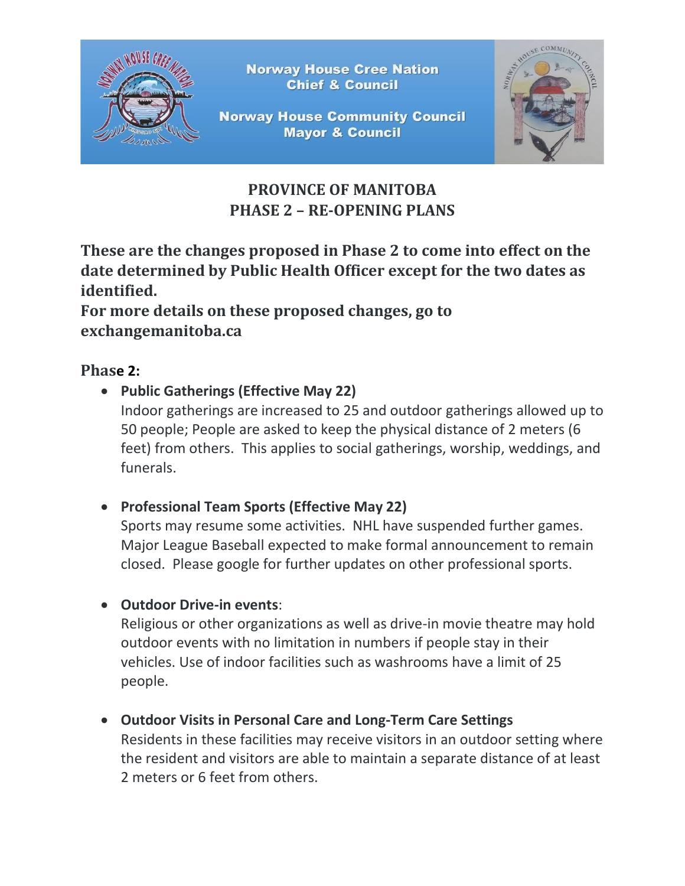Norway House Cree Nation
Chief & Council

Norway House Community Council
Mayor & Council

# PROVINCE OF MANITOBA
# PHASE 2 – RE-OPENING PLANS

**These are the changes proposed in Phase 2 to come into effect on the date determined by Public Health Officer except for the two dates as identified.**
**For more details on these proposed changes, go to exchangemanitoba.ca**

## Phase 2:

- **Public Gatherings (Effective May 22)**
  Indoor gatherings are increased to 25 and outdoor gatherings allowed up to 50 people; People are asked to keep the physical distance of 2 meters (6 feet) from others. This applies to social gatherings, worship, weddings, and funerals.

- **Professional Team Sports (Effective May 22)**
  Sports may resume some activities. NHL have suspended further games. Major League Baseball expected to make formal announcement to remain closed. Please google for further updates on other professional sports.

- **Outdoor Drive-in events**:
  Religious or other organizations as well as drive-in movie theatre may hold outdoor events with no limitation in numbers if people stay in their vehicles. Use of indoor facilities such as washrooms have a limit of 25 people.

- **Outdoor Visits in Personal Care and Long-Term Care Settings**
  Residents in these facilities may receive visitors in an outdoor setting where the resident and visitors are able to maintain a separate distance of at least 2 meters or 6 feet from others.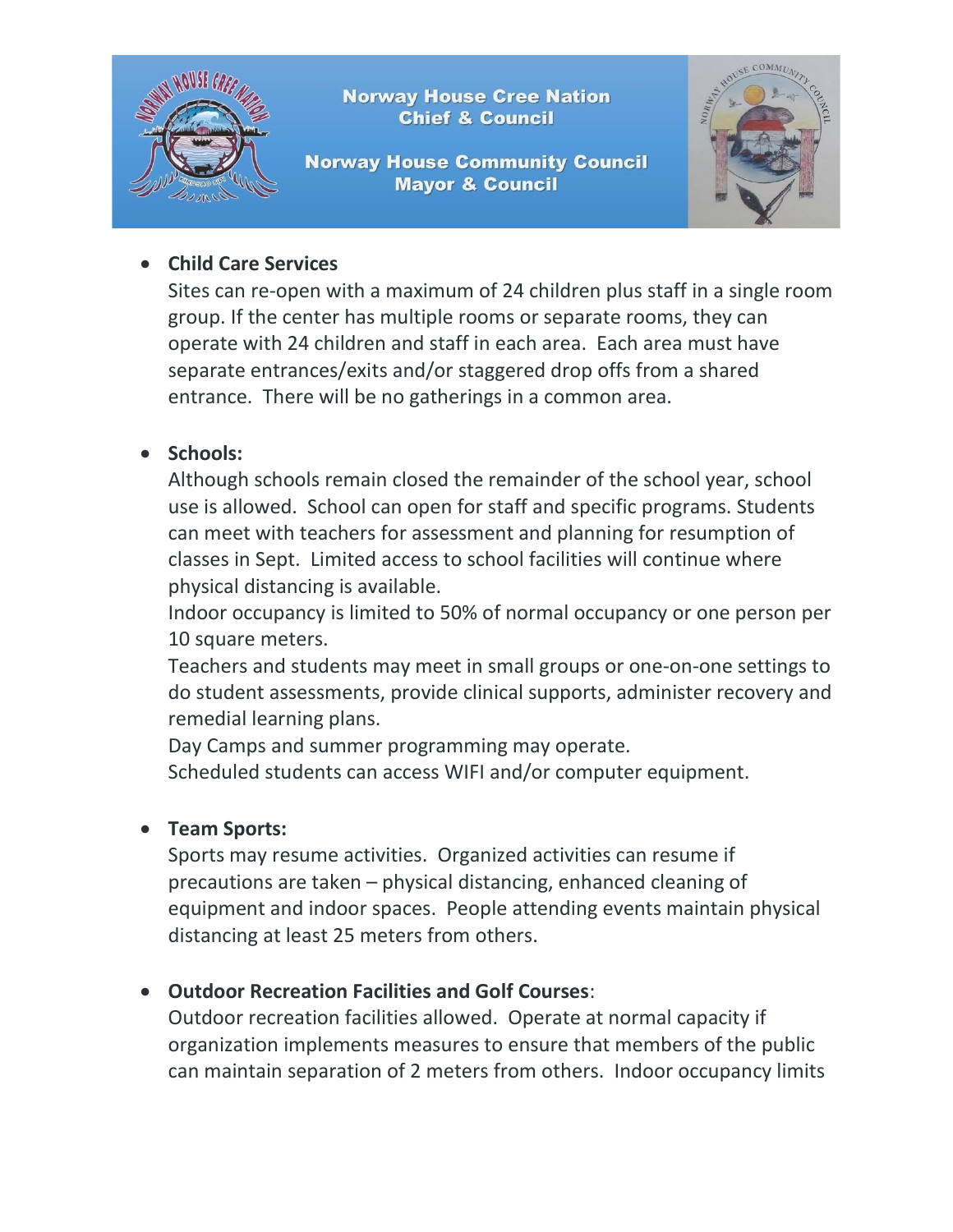- **Child Care Services**
  Sites can re-open with a maximum of 24 children plus staff in a single room group. If the center has multiple rooms or separate rooms, they can operate with 24 children and staff in each area. Each area must have separate entrances/exits and/or staggered drop offs from a shared entrance. There will be no gatherings in a common area.

- **Schools:**
  Although schools remain closed the remainder of the school year, school use is allowed. School can open for staff and specific programs. Students can meet with teachers for assessment and planning for resumption of classes in Sept. Limited access to school facilities will continue where physical distancing is available.
  Indoor occupancy is limited to 50% of normal occupancy or one person per 10 square meters.
  Teachers and students may meet in small groups or one-on-one settings to do student assessments, provide clinical supports, administer recovery and remedial learning plans.
  Day Camps and summer programming may operate.
  Scheduled students can access WIFI and/or computer equipment.

- **Team Sports:**
  Sports may resume activities. Organized activities can resume if precautions are taken – physical distancing, enhanced cleaning of equipment and indoor spaces. People attending events maintain physical distancing at least 25 meters from others.

- **Outdoor Recreation Facilities and Golf Courses**:
  Outdoor recreation facilities allowed. Operate at normal capacity if organization implements measures to ensure that members of the public can maintain separation of 2 meters from others. Indoor occupancy limits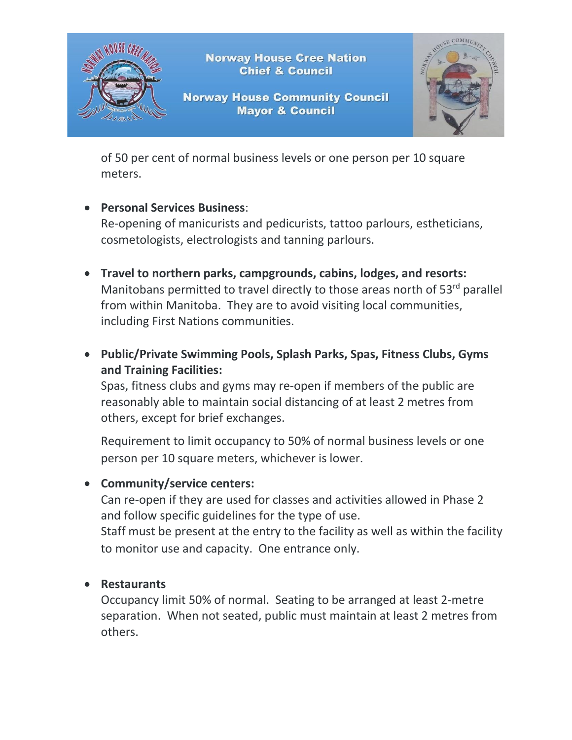of 50 per cent of normal business levels or one person per 10 square meters.

- **Personal Services Business**:
  Re-opening of manicurists and pedicurists, tattoo parlours, estheticians, cosmetologists, electrologists and tanning parlours.

- **Travel to northern parks, campgrounds, cabins, lodges, and resorts:**
  Manitobans permitted to travel directly to those areas north of 53rd parallel from within Manitoba. They are to avoid visiting local communities, including First Nations communities.

- **Public/Private Swimming Pools, Splash Parks, Spas, Fitness Clubs, Gyms and Training Facilities:**
  Spas, fitness clubs and gyms may re-open if members of the public are reasonably able to maintain social distancing of at least 2 metres from others, except for brief exchanges.

  Requirement to limit occupancy to 50% of normal business levels or one person per 10 square meters, whichever is lower.

- **Community/service centers:**
  Can re-open if they are used for classes and activities allowed in Phase 2 and follow specific guidelines for the type of use.
  Staff must be present at the entry to the facility as well as within the facility to monitor use and capacity. One entrance only.

- **Restaurants**
  Occupancy limit 50% of normal. Seating to be arranged at least 2-metre separation. When not seated, public must maintain at least 2 metres from others.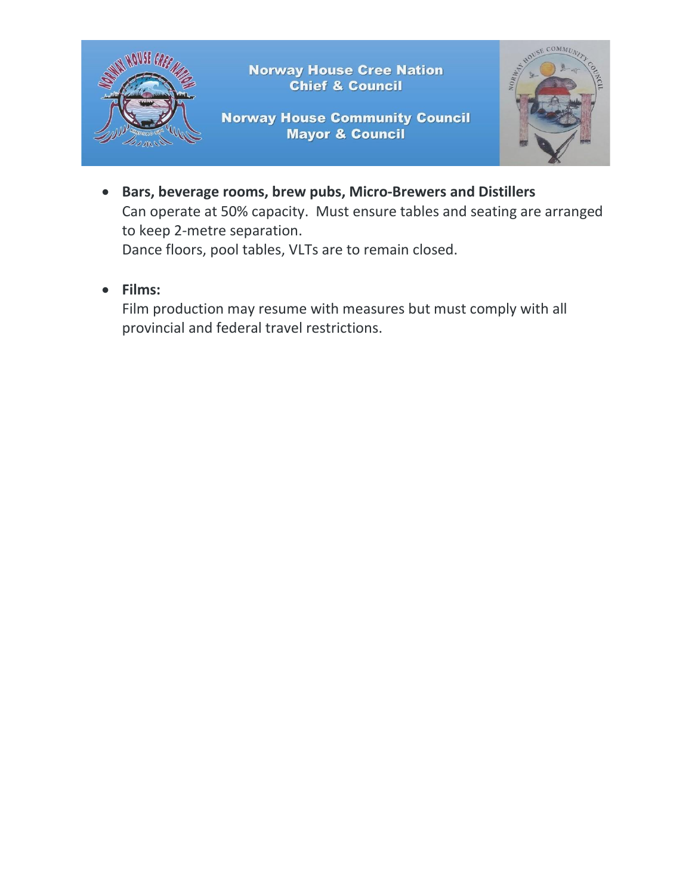- **Bars, beverage rooms, brew pubs, Micro-Brewers and Distillers**
  Can operate at 50% capacity. Must ensure tables and seating are arranged to keep 2-metre separation.
  Dance floors, pool tables, VLTs are to remain closed.

- **Films:**
  Film production may resume with measures but must comply with all provincial and federal travel restrictions.